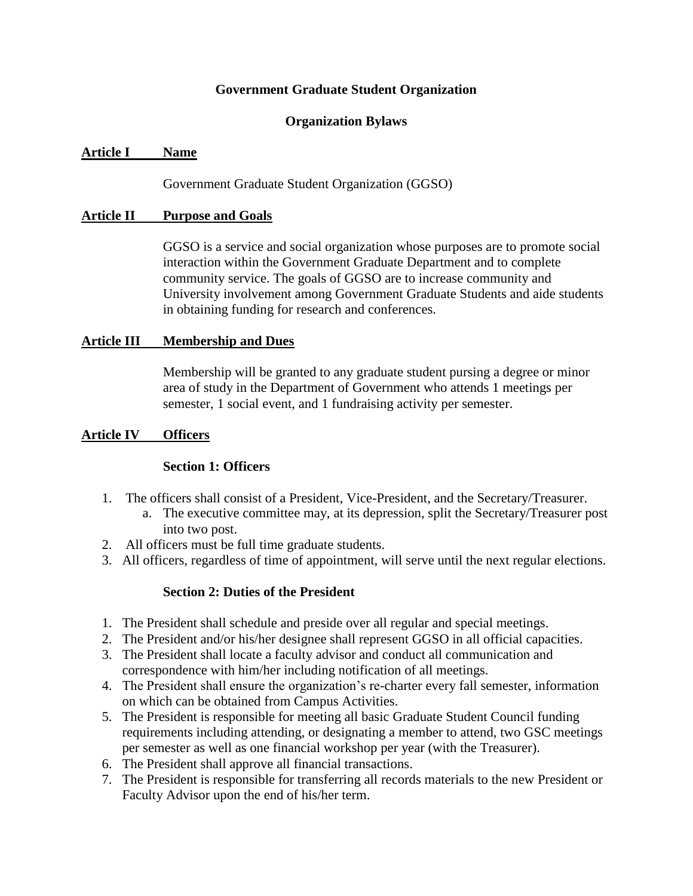**Government Graduate Student Organization**

**Organization Bylaws**

## Article I Name

Government Graduate Student Organization (GGSO)

## Article II Purpose and Goals

GGSO is a service and social organization whose purposes are to promote social interaction within the Government Graduate Department and to complete community service. The goals of GGSO are to increase community and University involvement among Government Graduate Students and aide students in obtaining funding for research and conferences.

## Article III Membership and Dues

Membership will be granted to any graduate student pursing a degree or minor area of study in the Department of Government who attends 1 meetings per semester, 1 social event, and 1 fundraising activity per semester.

## Article IV Officers

### Section 1: Officers

1. The officers shall consist of a President, Vice-President, and the Secretary/Treasurer.
   a. The executive committee may, at its depression, split the Secretary/Treasurer post into two post.
2. All officers must be full time graduate students.
3. All officers, regardless of time of appointment, will serve until the next regular elections.

### Section 2: Duties of the President

1. The President shall schedule and preside over all regular and special meetings.
2. The President and/or his/her designee shall represent GGSO in all official capacities.
3. The President shall locate a faculty advisor and conduct all communication and correspondence with him/her including notification of all meetings.
4. The President shall ensure the organization's re-charter every fall semester, information on which can be obtained from Campus Activities.
5. The President is responsible for meeting all basic Graduate Student Council funding requirements including attending, or designating a member to attend, two GSC meetings per semester as well as one financial workshop per year (with the Treasurer).
6. The President shall approve all financial transactions.
7. The President is responsible for transferring all records materials to the new President or Faculty Advisor upon the end of his/her term.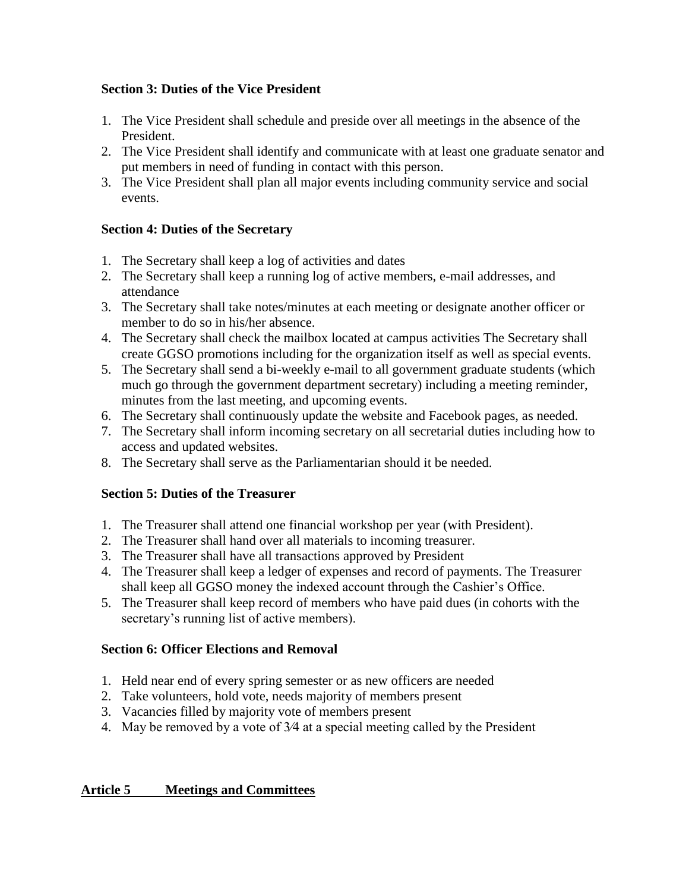### Section 3: Duties of the Vice President

1. The Vice President shall schedule and preside over all meetings in the absence of the President.
2. The Vice President shall identify and communicate with at least one graduate senator and put members in need of funding in contact with this person.
3. The Vice President shall plan all major events including community service and social events.

### Section 4: Duties of the Secretary

1. The Secretary shall keep a log of activities and dates
2. The Secretary shall keep a running log of active members, e-mail addresses, and attendance
3. The Secretary shall take notes/minutes at each meeting or designate another officer or member to do so in his/her absence.
4. The Secretary shall check the mailbox located at campus activities The Secretary shall create GGSO promotions including for the organization itself as well as special events.
5. The Secretary shall send a bi-weekly e-mail to all government graduate students (which much go through the government department secretary) including a meeting reminder, minutes from the last meeting, and upcoming events.
6. The Secretary shall continuously update the website and Facebook pages, as needed.
7. The Secretary shall inform incoming secretary on all secretarial duties including how to access and updated websites.
8. The Secretary shall serve as the Parliamentarian should it be needed.

### Section 5: Duties of the Treasurer

1. The Treasurer shall attend one financial workshop per year (with President).
2. The Treasurer shall hand over all materials to incoming treasurer.
3. The Treasurer shall have all transactions approved by President
4. The Treasurer shall keep a ledger of expenses and record of payments. The Treasurer shall keep all GGSO money the indexed account through the Cashier's Office.
5. The Treasurer shall keep record of members who have paid dues (in cohorts with the secretary's running list of active members).

### Section 6: Officer Elections and Removal

1. Held near end of every spring semester or as new officers are needed
2. Take volunteers, hold vote, needs majority of members present
3. Vacancies filled by majority vote of members present
4. May be removed by a vote of 3⁄4 at a special meeting called by the President

## Article 5 Meetings and Committees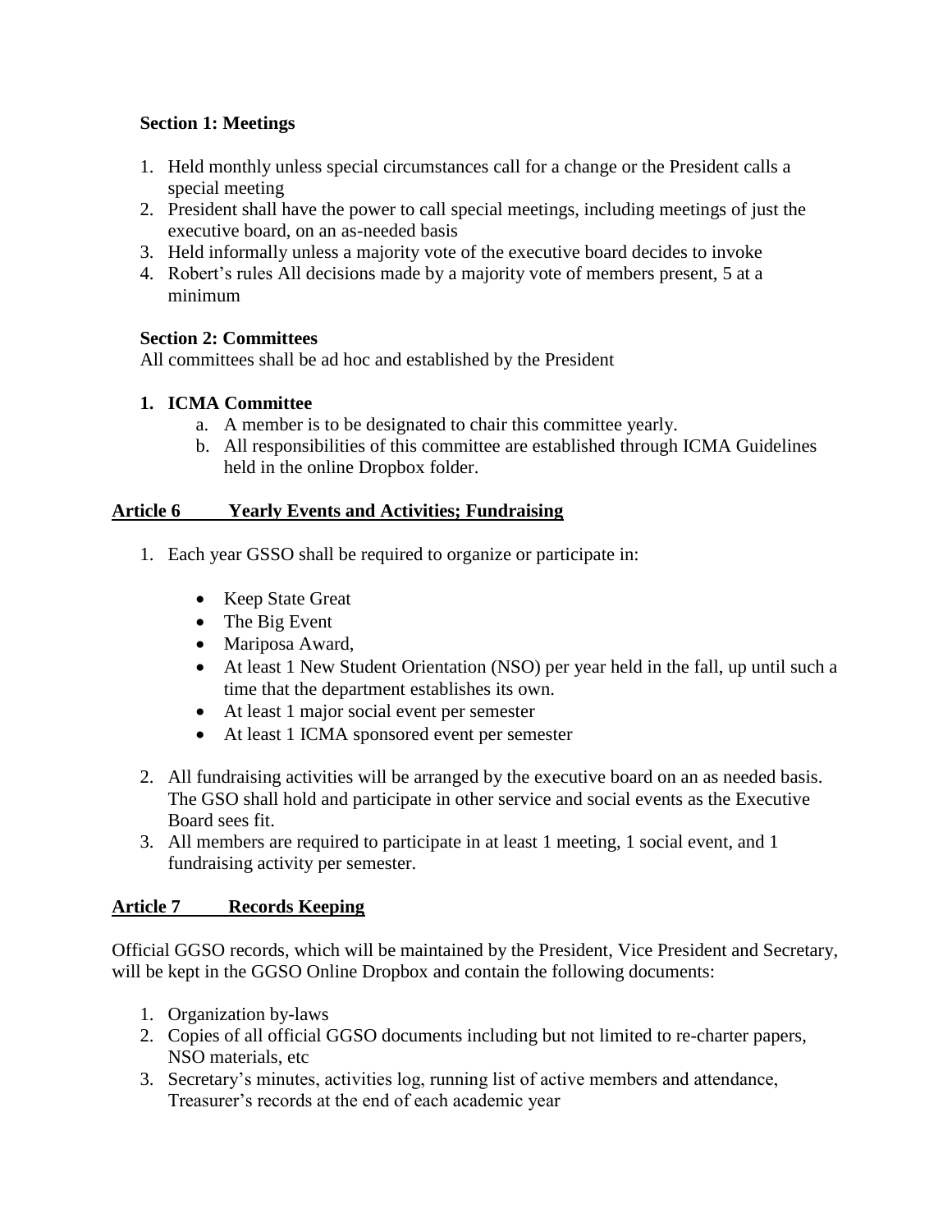### Section 1: Meetings

1. Held monthly unless special circumstances call for a change or the President calls a special meeting
2. President shall have the power to call special meetings, including meetings of just the executive board, on an as-needed basis
3. Held informally unless a majority vote of the executive board decides to invoke
4. Robert's rules All decisions made by a majority vote of members present, 5 at a minimum

### Section 2: Committees

All committees shall be ad hoc and established by the President

1. **ICMA Committee**
   a. A member is to be designated to chair this committee yearly.
   b. All responsibilities of this committee are established through ICMA Guidelines held in the online Dropbox folder.

## Article 6 Yearly Events and Activities; Fundraising

1. Each year GSSO shall be required to organize or participate in:
   - Keep State Great
   - The Big Event
   - Mariposa Award,
   - At least 1 New Student Orientation (NSO) per year held in the fall, up until such a time that the department establishes its own.
   - At least 1 major social event per semester
   - At least 1 ICMA sponsored event per semester
2. All fundraising activities will be arranged by the executive board on an as needed basis. The GSO shall hold and participate in other service and social events as the Executive Board sees fit.
3. All members are required to participate in at least 1 meeting, 1 social event, and 1 fundraising activity per semester.

## Article 7 Records Keeping

Official GGSO records, which will be maintained by the President, Vice President and Secretary, will be kept in the GGSO Online Dropbox and contain the following documents:

1. Organization by-laws
2. Copies of all official GGSO documents including but not limited to re-charter papers, NSO materials, etc
3. Secretary's minutes, activities log, running list of active members and attendance, Treasurer's records at the end of each academic year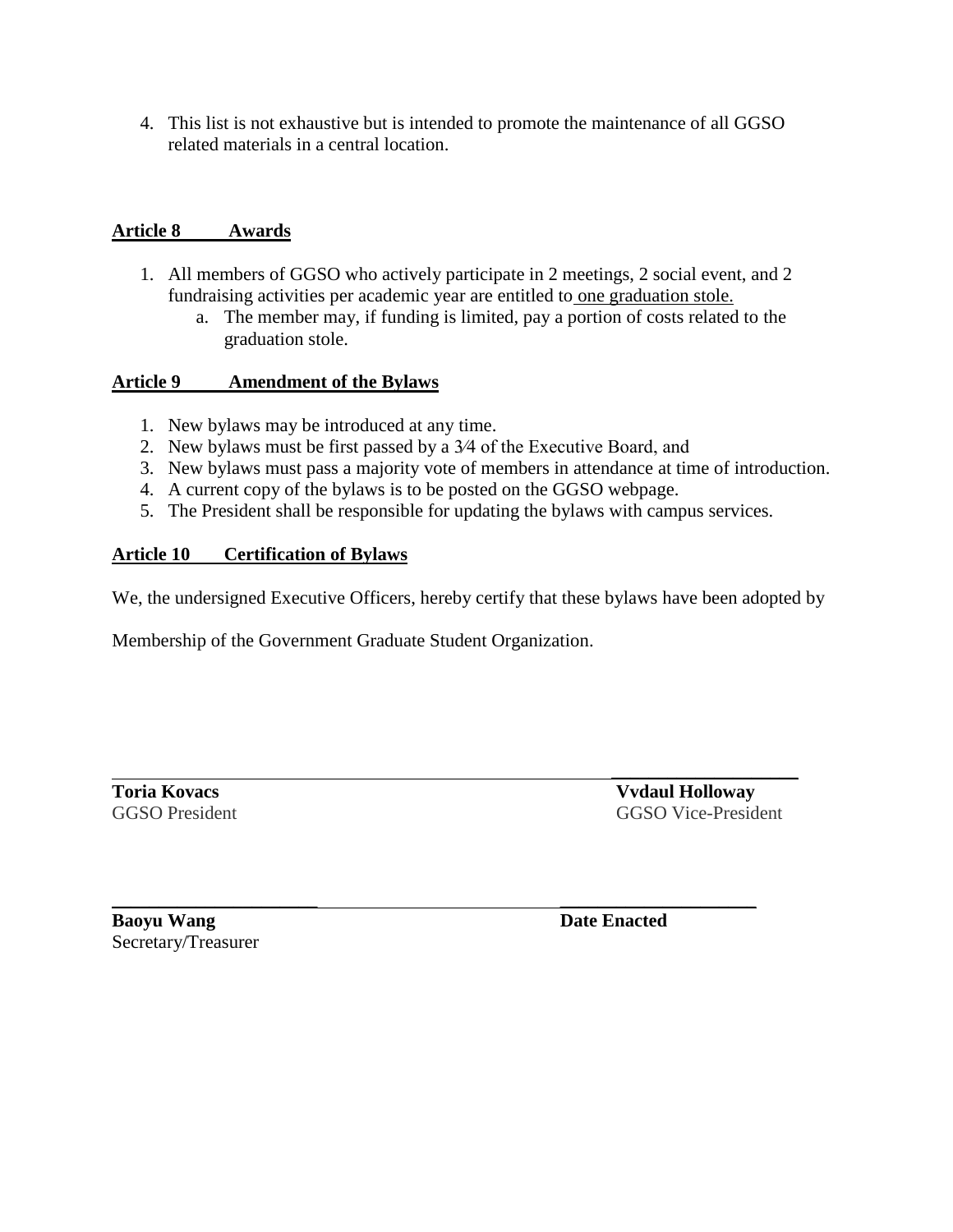4. This list is not exhaustive but is intended to promote the maintenance of all GGSO related materials in a central location.

## Article 8 Awards

1. All members of GGSO who actively participate in 2 meetings, 2 social event, and 2 fundraising activities per academic year are entitled to one graduation stole.
   a. The member may, if funding is limited, pay a portion of costs related to the graduation stole.

## Article 9 Amendment of the Bylaws

1. New bylaws may be introduced at any time.
2. New bylaws must be first passed by a 3⁄4 of the Executive Board, and
3. New bylaws must pass a majority vote of members in attendance at time of introduction.
4. A current copy of the bylaws is to be posted on the GGSO webpage.
5. The President shall be responsible for updating the bylaws with campus services.

## Article 10 Certification of Bylaws

We, the undersigned Executive Officers, hereby certify that these bylaws have been adopted by

Membership of the Government Graduate Student Organization.

______________________________ ______________________________

**Toria Kovacs**
GGSO President

**Vvdaul Holloway**
GGSO Vice-President

______________________________ ______________________________

**Baoyu Wang**
Secretary/Treasurer

**Date Enacted**